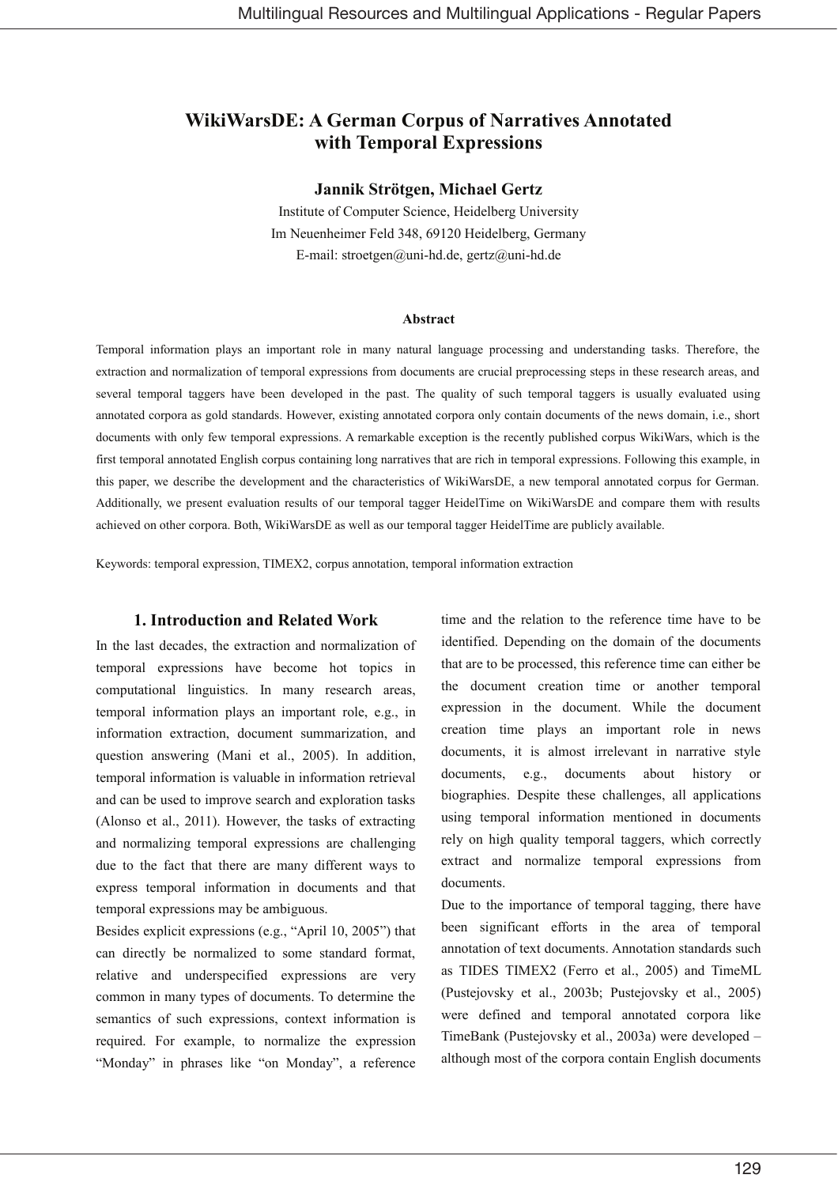# WikiWarsDE: A German Corpus of Narratives Annotated with Temporal Expressions

**Jannik Strötgen, Michael Gertz**

Institute of Computer Science, Heidelberg University
Im Neuenheimer Feld 348, 69120 Heidelberg, Germany
E-mail: stroetgen@uni-hd.de, gertz@uni-hd.de

**Abstract**

Temporal information plays an important role in many natural language processing and understanding tasks. Therefore, the extraction and normalization of temporal expressions from documents are crucial preprocessing steps in these research areas, and several temporal taggers have been developed in the past. The quality of such temporal taggers is usually evaluated using annotated corpora as gold standards. However, existing annotated corpora only contain documents of the news domain, i.e., short documents with only few temporal expressions. A remarkable exception is the recently published corpus WikiWars, which is the first temporal annotated English corpus containing long narratives that are rich in temporal expressions. Following this example, in this paper, we describe the development and the characteristics of WikiWarsDE, a new temporal annotated corpus for German. Additionally, we present evaluation results of our temporal tagger HeidelTime on WikiWarsDE and compare them with results achieved on other corpora. Both, WikiWarsDE as well as our temporal tagger HeidelTime are publicly available.

Keywords: temporal expression, TIMEX2, corpus annotation, temporal information extraction

## 1. Introduction and Related Work

In the last decades, the extraction and normalization of temporal expressions have become hot topics in computational linguistics. In many research areas, temporal information plays an important role, e.g., in information extraction, document summarization, and question answering (Mani et al., 2005). In addition, temporal information is valuable in information retrieval and can be used to improve search and exploration tasks (Alonso et al., 2011). However, the tasks of extracting and normalizing temporal expressions are challenging due to the fact that there are many different ways to express temporal information in documents and that temporal expressions may be ambiguous.

Besides explicit expressions (e.g., "April 10, 2005") that can directly be normalized to some standard format, relative and underspecified expressions are very common in many types of documents. To determine the semantics of such expressions, context information is required. For example, to normalize the expression "Monday" in phrases like "on Monday", a reference time and the relation to the reference time have to be identified. Depending on the domain of the documents that are to be processed, this reference time can either be the document creation time or another temporal expression in the document. While the document creation time plays an important role in news documents, it is almost irrelevant in narrative style documents, e.g., documents about history or biographies. Despite these challenges, all applications using temporal information mentioned in documents rely on high quality temporal taggers, which correctly extract and normalize temporal expressions from documents.

Due to the importance of temporal tagging, there have been significant efforts in the area of temporal annotation of text documents. Annotation standards such as TIDES TIMEX2 (Ferro et al., 2005) and TimeML (Pustejovsky et al., 2003b; Pustejovsky et al., 2005) were defined and temporal annotated corpora like TimeBank (Pustejovsky et al., 2003a) were developed – although most of the corpora contain English documents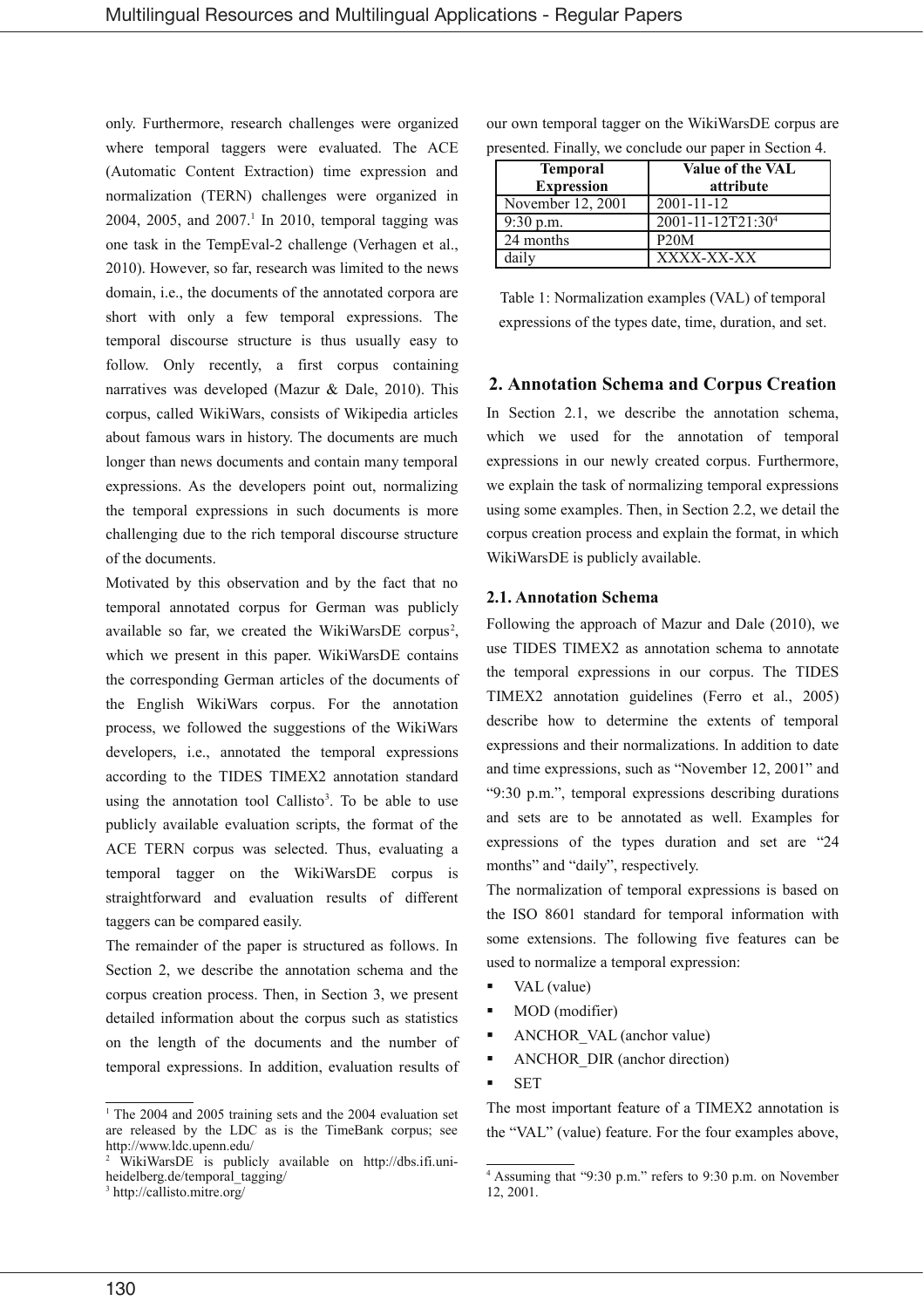only. Furthermore, research challenges were organized where temporal taggers were evaluated. The ACE (Automatic Content Extraction) time expression and normalization (TERN) challenges were organized in 2004, 2005, and 2007.[1] In 2010, temporal tagging was one task in the TempEval-2 challenge (Verhagen et al., 2010). However, so far, research was limited to the news domain, i.e., the documents of the annotated corpora are short with only a few temporal expressions. The temporal discourse structure is thus usually easy to follow. Only recently, a first corpus containing narratives was developed (Mazur & Dale, 2010). This corpus, called WikiWars, consists of Wikipedia articles about famous wars in history. The documents are much longer than news documents and contain many temporal expressions. As the developers point out, normalizing the temporal expressions in such documents is more challenging due to the rich temporal discourse structure of the documents.

Motivated by this observation and by the fact that no temporal annotated corpus for German was publicly available so far, we created the WikiWarsDE corpus[2], which we present in this paper. WikiWarsDE contains the corresponding German articles of the documents of the English WikiWars corpus. For the annotation process, we followed the suggestions of the WikiWars developers, i.e., annotated the temporal expressions according to the TIDES TIMEX2 annotation standard using the annotation tool Callisto[3]. To be able to use publicly available evaluation scripts, the format of the ACE TERN corpus was selected. Thus, evaluating a temporal tagger on the WikiWarsDE corpus is straightforward and evaluation results of different taggers can be compared easily.

The remainder of the paper is structured as follows. In Section 2, we describe the annotation schema and the corpus creation process. Then, in Section 3, we present detailed information about the corpus such as statistics on the length of the documents and the number of temporal expressions. In addition, evaluation results of our own temporal tagger on the WikiWarsDE corpus are presented. Finally, we conclude our paper in Section 4.

| Temporal Expression | Value of the VAL attribute |
|---|---|
| November 12, 2001 | 2001-11-12 |
| 9:30 p.m. | 2001-11-12T21:30[4] |
| 24 months | P20M |
| daily | XXXX-XX-XX |

Table 1: Normalization examples (VAL) of temporal expressions of the types date, time, duration, and set.

## 2. Annotation Schema and Corpus Creation

In Section 2.1, we describe the annotation schema, which we used for the annotation of temporal expressions in our newly created corpus. Furthermore, we explain the task of normalizing temporal expressions using some examples. Then, in Section 2.2, we detail the corpus creation process and explain the format, in which WikiWarsDE is publicly available.

### 2.1. Annotation Schema

Following the approach of Mazur and Dale (2010), we use TIDES TIMEX2 as annotation schema to annotate the temporal expressions in our corpus. The TIDES TIMEX2 annotation guidelines (Ferro et al., 2005) describe how to determine the extents of temporal expressions and their normalizations. In addition to date and time expressions, such as "November 12, 2001" and "9:30 p.m.", temporal expressions describing durations and sets are to be annotated as well. Examples for expressions of the types duration and set are "24 months" and "daily", respectively.

The normalization of temporal expressions is based on the ISO 8601 standard for temporal information with some extensions. The following five features can be used to normalize a temporal expression:

- VAL (value)
- MOD (modifier)
- ANCHOR_VAL (anchor value)
- ANCHOR_DIR (anchor direction)
- SET

The most important feature of a TIMEX2 annotation is the "VAL" (value) feature. For the four examples above,

[1] The 2004 and 2005 training sets and the 2004 evaluation set are released by the LDC as is the TimeBank corpus; see http://www.ldc.upenn.edu/

[2] WikiWarsDE is publicly available on http://dbs.ifi.uni-heidelberg.de/temporal_tagging/

[3] http://callisto.mitre.org/

[4] Assuming that "9:30 p.m." refers to 9:30 p.m. on November 12, 2001.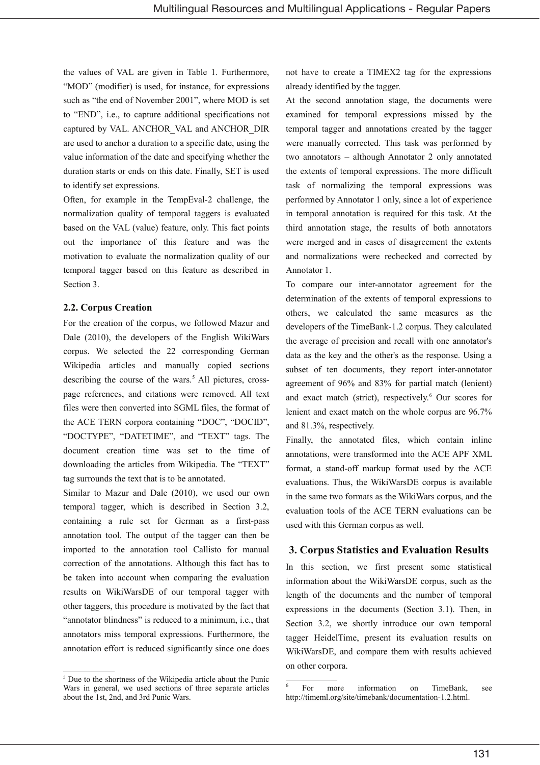the values of VAL are given in Table 1. Furthermore, "MOD" (modifier) is used, for instance, for expressions such as "the end of November 2001", where MOD is set to "END", i.e., to capture additional specifications not captured by VAL. ANCHOR_VAL and ANCHOR_DIR are used to anchor a duration to a specific date, using the value information of the date and specifying whether the duration starts or ends on this date. Finally, SET is used to identify set expressions.

Often, for example in the TempEval-2 challenge, the normalization quality of temporal taggers is evaluated based on the VAL (value) feature, only. This fact points out the importance of this feature and was the motivation to evaluate the normalization quality of our temporal tagger based on this feature as described in Section 3.

### 2.2. Corpus Creation

For the creation of the corpus, we followed Mazur and Dale (2010), the developers of the English WikiWars corpus. We selected the 22 corresponding German Wikipedia articles and manually copied sections describing the course of the wars.[5] All pictures, cross-page references, and citations were removed. All text files were then converted into SGML files, the format of the ACE TERN corpora containing "DOC", "DOCID", "DOCTYPE", "DATETIME", and "TEXT" tags. The document creation time was set to the time of downloading the articles from Wikipedia. The "TEXT" tag surrounds the text that is to be annotated.

Similar to Mazur and Dale (2010), we used our own temporal tagger, which is described in Section 3.2, containing a rule set for German as a first-pass annotation tool. The output of the tagger can then be imported to the annotation tool Callisto for manual correction of the annotations. Although this fact has to be taken into account when comparing the evaluation results on WikiWarsDE of our temporal tagger with other taggers, this procedure is motivated by the fact that "annotator blindness" is reduced to a minimum, i.e., that annotators miss temporal expressions. Furthermore, the annotation effort is reduced significantly since one does not have to create a TIMEX2 tag for the expressions already identified by the tagger.

At the second annotation stage, the documents were examined for temporal expressions missed by the temporal tagger and annotations created by the tagger were manually corrected. This task was performed by two annotators – although Annotator 2 only annotated the extents of temporal expressions. The more difficult task of normalizing the temporal expressions was performed by Annotator 1 only, since a lot of experience in temporal annotation is required for this task. At the third annotation stage, the results of both annotators were merged and in cases of disagreement the extents and normalizations were rechecked and corrected by Annotator 1.

To compare our inter-annotator agreement for the determination of the extents of temporal expressions to others, we calculated the same measures as the developers of the TimeBank-1.2 corpus. They calculated the average of precision and recall with one annotator's data as the key and the other's as the response. Using a subset of ten documents, they report inter-annotator agreement of 96% and 83% for partial match (lenient) and exact match (strict), respectively.[6] Our scores for lenient and exact match on the whole corpus are 96.7% and 81.3%, respectively.

Finally, the annotated files, which contain inline annotations, were transformed into the ACE APF XML format, a stand-off markup format used by the ACE evaluations. Thus, the WikiWarsDE corpus is available in the same two formats as the WikiWars corpus, and the evaluation tools of the ACE TERN evaluations can be used with this German corpus as well.

## 3. Corpus Statistics and Evaluation Results

In this section, we first present some statistical information about the WikiWarsDE corpus, such as the length of the documents and the number of temporal expressions in the documents (Section 3.1). Then, in Section 3.2, we shortly introduce our own temporal tagger HeidelTime, present its evaluation results on WikiWarsDE, and compare them with results achieved on other corpora.

[5] Due to the shortness of the Wikipedia article about the Punic Wars in general, we used sections of three separate articles about the 1st, 2nd, and 3rd Punic Wars.

[6] For more information on TimeBank, see http://timeml.org/site/timebank/documentation-1.2.html.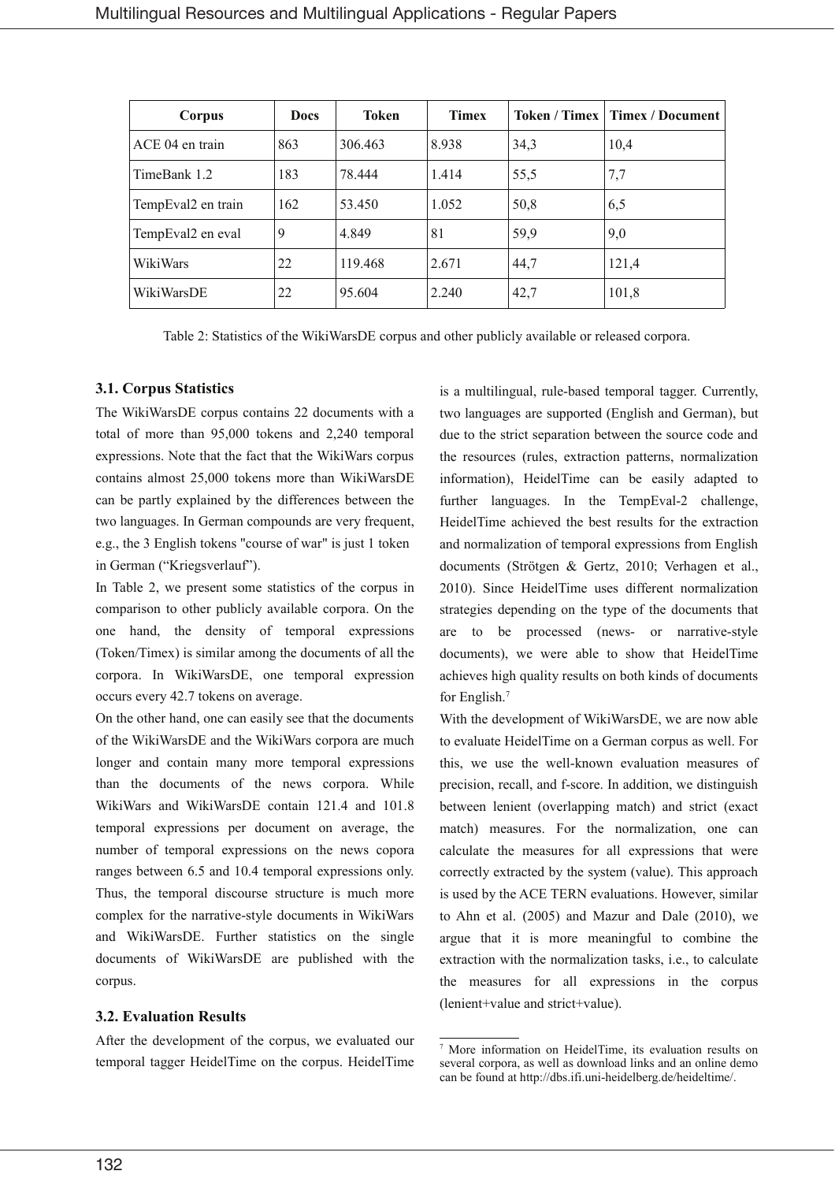| Corpus | Docs | Token | Timex | Token / Timex | Timex / Document |
|---|---|---|---|---|---|
| ACE 04 en train | 863 | 306.463 | 8.938 | 34,3 | 10,4 |
| TimeBank 1.2 | 183 | 78.444 | 1.414 | 55,5 | 7,7 |
| TempEval2 en train | 162 | 53.450 | 1.052 | 50,8 | 6,5 |
| TempEval2 en eval | 9 | 4.849 | 81 | 59,9 | 9,0 |
| WikiWars | 22 | 119.468 | 2.671 | 44,7 | 121,4 |
| WikiWarsDE | 22 | 95.604 | 2.240 | 42,7 | 101,8 |

Table 2: Statistics of the WikiWarsDE corpus and other publicly available or released corpora.

### 3.1. Corpus Statistics

The WikiWarsDE corpus contains 22 documents with a total of more than 95,000 tokens and 2,240 temporal expressions. Note that the fact that the WikiWars corpus contains almost 25,000 tokens more than WikiWarsDE can be partly explained by the differences between the two languages. In German compounds are very frequent, e.g., the 3 English tokens "course of war" is just 1 token in German ("Kriegsverlauf").

In Table 2, we present some statistics of the corpus in comparison to other publicly available corpora. On the one hand, the density of temporal expressions (Token/Timex) is similar among the documents of all the corpora. In WikiWarsDE, one temporal expression occurs every 42.7 tokens on average.

On the other hand, one can easily see that the documents of the WikiWarsDE and the WikiWars corpora are much longer and contain many more temporal expressions than the documents of the news corpora. While WikiWars and WikiWarsDE contain 121.4 and 101.8 temporal expressions per document on average, the number of temporal expressions on the news copora ranges between 6.5 and 10.4 temporal expressions only. Thus, the temporal discourse structure is much more complex for the narrative-style documents in WikiWars and WikiWarsDE. Further statistics on the single documents of WikiWarsDE are published with the corpus.

### 3.2. Evaluation Results

After the development of the corpus, we evaluated our temporal tagger HeidelTime on the corpus. HeidelTime is a multilingual, rule-based temporal tagger. Currently, two languages are supported (English and German), but due to the strict separation between the source code and the resources (rules, extraction patterns, normalization information), HeidelTime can be easily adapted to further languages. In the TempEval-2 challenge, HeidelTime achieved the best results for the extraction and normalization of temporal expressions from English documents (Strötgen & Gertz, 2010; Verhagen et al., 2010). Since HeidelTime uses different normalization strategies depending on the type of the documents that are to be processed (news- or narrative-style documents), we were able to show that HeidelTime achieves high quality results on both kinds of documents for English.[7]

With the development of WikiWarsDE, we are now able to evaluate HeidelTime on a German corpus as well. For this, we use the well-known evaluation measures of precision, recall, and f-score. In addition, we distinguish between lenient (overlapping match) and strict (exact match) measures. For the normalization, one can calculate the measures for all expressions that were correctly extracted by the system (value). This approach is used by the ACE TERN evaluations. However, similar to Ahn et al. (2005) and Mazur and Dale (2010), we argue that it is more meaningful to combine the extraction with the normalization tasks, i.e., to calculate the measures for all expressions in the corpus (lenient+value and strict+value).

[7] More information on HeidelTime, its evaluation results on several corpora, as well as download links and an online demo can be found at http://dbs.ifi.uni-heidelberg.de/heideltime/.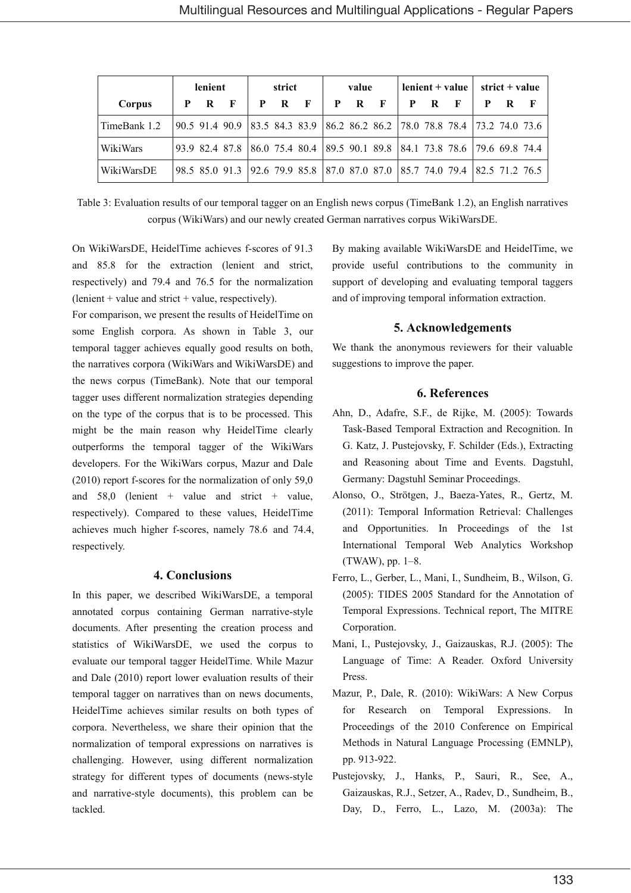| Corpus | lenient | | | strict | | | value | | | lenient + value | | | strict + value | | |
|---|---|---|---|---|---|---|---|---|---|---|---|---|---|---|---|
| | P | R | F | P | R | F | P | R | F | P | R | F | P | R | F |
| TimeBank 1.2 | 90.5 | 91.4 | 90.9 | 83.5 | 84.3 | 83.9 | 86.2 | 86.2 | 86.2 | 78.0 | 78.8 | 78.4 | 73.2 | 74.0 | 73.6 |
| WikiWars | 93.9 | 82.4 | 87.8 | 86.0 | 75.4 | 80.4 | 89.5 | 90.1 | 89.8 | 84.1 | 73.8 | 78.6 | 79.6 | 69.8 | 74.4 |
| WikiWarsDE | 98.5 | 85.0 | 91.3 | 92.6 | 79.9 | 85.8 | 87.0 | 87.0 | 87.0 | 85.7 | 74.0 | 79.4 | 82.5 | 71.2 | 76.5 |

Table 3: Evaluation results of our temporal tagger on an English news corpus (TimeBank 1.2), an English narratives corpus (WikiWars) and our newly created German narratives corpus WikiWarsDE.

On WikiWarsDE, HeidelTime achieves f-scores of 91.3 and 85.8 for the extraction (lenient and strict, respectively) and 79.4 and 76.5 for the normalization (lenient + value and strict + value, respectively).

For comparison, we present the results of HeidelTime on some English corpora. As shown in Table 3, our temporal tagger achieves equally good results on both, the narratives corpora (WikiWars and WikiWarsDE) and the news corpus (TimeBank). Note that our temporal tagger uses different normalization strategies depending on the type of the corpus that is to be processed. This might be the main reason why HeidelTime clearly outperforms the temporal tagger of the WikiWars developers. For the WikiWars corpus, Mazur and Dale (2010) report f-scores for the normalization of only 59,0 and 58,0 (lenient + value and strict + value, respectively). Compared to these values, HeidelTime achieves much higher f-scores, namely 78.6 and 74.4, respectively.

## 4. Conclusions

In this paper, we described WikiWarsDE, a temporal annotated corpus containing German narrative-style documents. After presenting the creation process and statistics of WikiWarsDE, we used the corpus to evaluate our temporal tagger HeidelTime. While Mazur and Dale (2010) report lower evaluation results of their temporal tagger on narratives than on news documents, HeidelTime achieves similar results on both types of corpora. Nevertheless, we share their opinion that the normalization of temporal expressions on narratives is challenging. However, using different normalization strategy for different types of documents (news-style and narrative-style documents), this problem can be tackled.

By making available WikiWarsDE and HeidelTime, we provide useful contributions to the community in support of developing and evaluating temporal taggers and of improving temporal information extraction.

## 5. Acknowledgements

We thank the anonymous reviewers for their valuable suggestions to improve the paper.

## 6. References

Ahn, D., Adafre, S.F., de Rijke, M. (2005): Towards Task-Based Temporal Extraction and Recognition. In G. Katz, J. Pustejovsky, F. Schilder (Eds.), Extracting and Reasoning about Time and Events. Dagstuhl, Germany: Dagstuhl Seminar Proceedings.

Alonso, O., Strötgen, J., Baeza-Yates, R., Gertz, M. (2011): Temporal Information Retrieval: Challenges and Opportunities. In Proceedings of the 1st International Temporal Web Analytics Workshop (TWAW), pp. 1–8.

Ferro, L., Gerber, L., Mani, I., Sundheim, B., Wilson, G. (2005): TIDES 2005 Standard for the Annotation of Temporal Expressions. Technical report, The MITRE Corporation.

Mani, I., Pustejovsky, J., Gaizauskas, R.J. (2005): The Language of Time: A Reader. Oxford University Press.

Mazur, P., Dale, R. (2010): WikiWars: A New Corpus for Research on Temporal Expressions. In Proceedings of the 2010 Conference on Empirical Methods in Natural Language Processing (EMNLP), pp. 913-922.

Pustejovsky, J., Hanks, P., Sauri, R., See, A., Gaizauskas, R.J., Setzer, A., Radev, D., Sundheim, B., Day, D., Ferro, L., Lazo, M. (2003a): The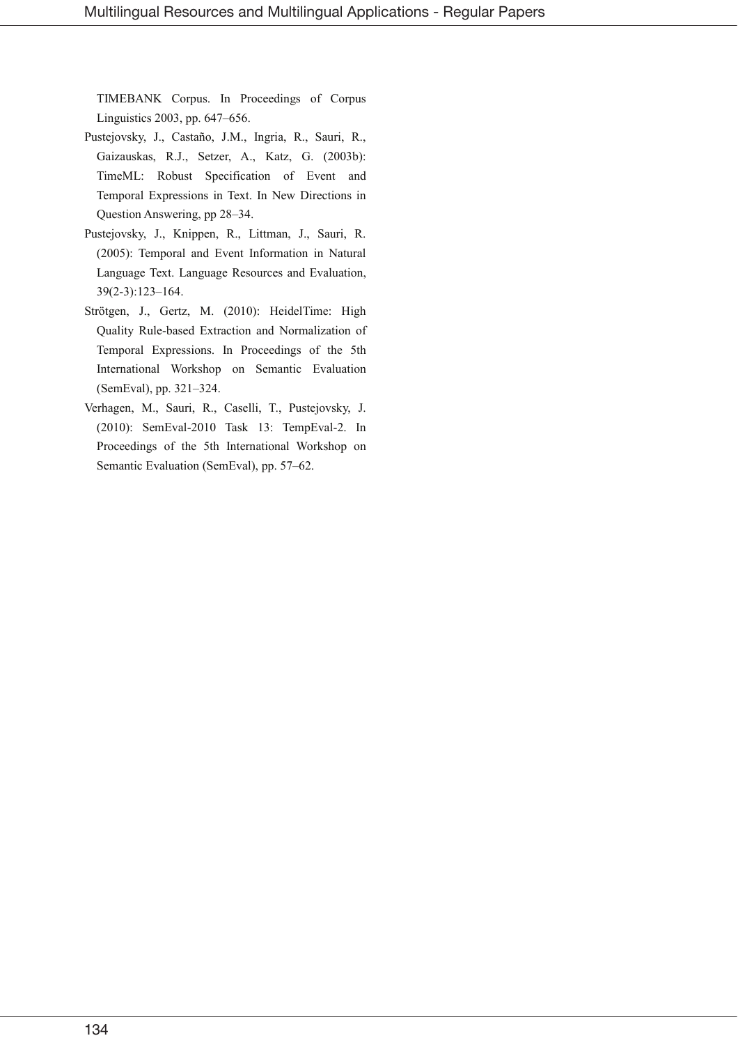TIMEBANK Corpus. In Proceedings of Corpus Linguistics 2003, pp. 647–656.

Pustejovsky, J., Castaño, J.M., Ingria, R., Sauri, R., Gaizauskas, R.J., Setzer, A., Katz, G. (2003b): TimeML: Robust Specification of Event and Temporal Expressions in Text. In New Directions in Question Answering, pp 28–34.

Pustejovsky, J., Knippen, R., Littman, J., Sauri, R. (2005): Temporal and Event Information in Natural Language Text. Language Resources and Evaluation, 39(2-3):123–164.

Strötgen, J., Gertz, M. (2010): HeidelTime: High Quality Rule-based Extraction and Normalization of Temporal Expressions. In Proceedings of the 5th International Workshop on Semantic Evaluation (SemEval), pp. 321–324.

Verhagen, M., Sauri, R., Caselli, T., Pustejovsky, J. (2010): SemEval-2010 Task 13: TempEval-2. In Proceedings of the 5th International Workshop on Semantic Evaluation (SemEval), pp. 57–62.